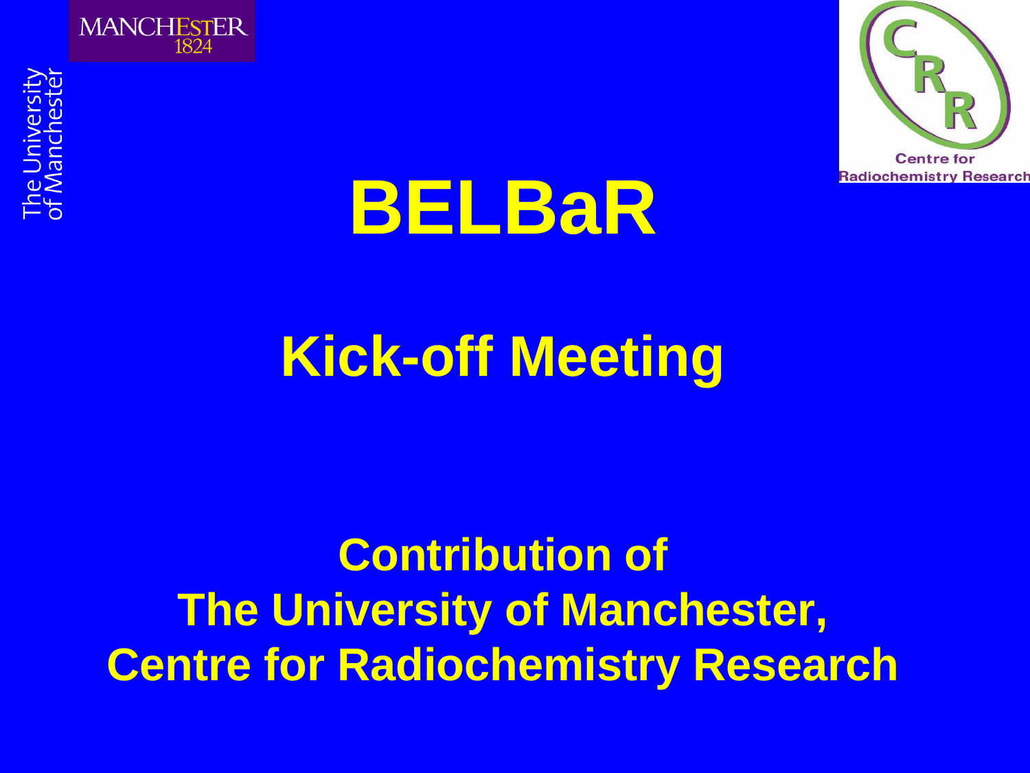# BELBaR

## Kick-off Meeting

**Contribution of**
**The University of Manchester,**
**Centre for Radiochemistry Research**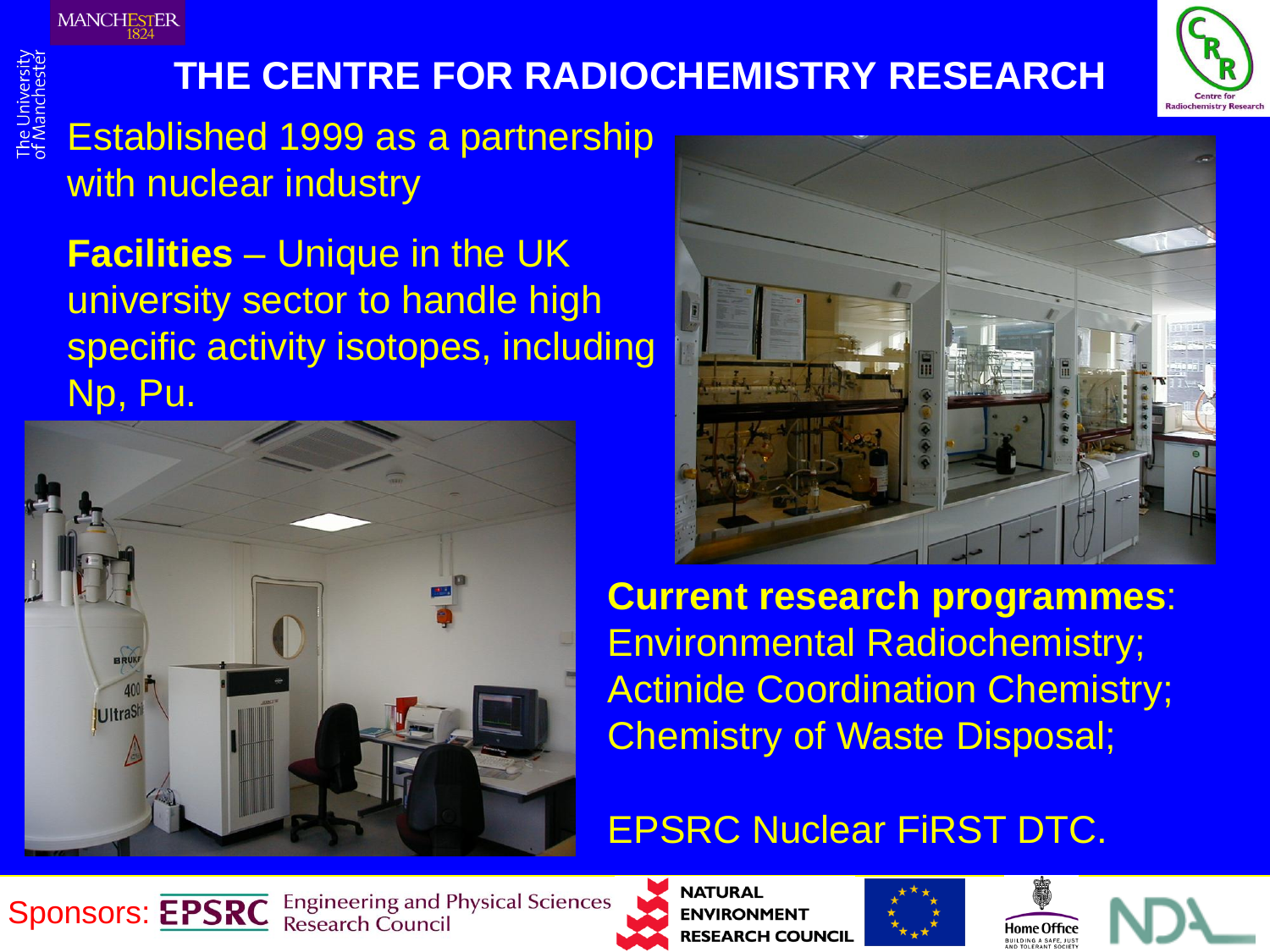# THE CENTRE FOR RADIOCHEMISTRY RESEARCH

Established 1999 as a partnership with nuclear industry

**Facilities** – Unique in the UK university sector to handle high specific activity isotopes, including Np, Pu.

**Current research programmes**: Environmental Radiochemistry; Actinide Coordination Chemistry; Chemistry of Waste Disposal;

EPSRC Nuclear FiRST DTC.

Sponsors: EPSRC Engineering and Physical Sciences Research Council; NATURAL ENVIRONMENT RESEARCH COUNCIL; Home Office; NDA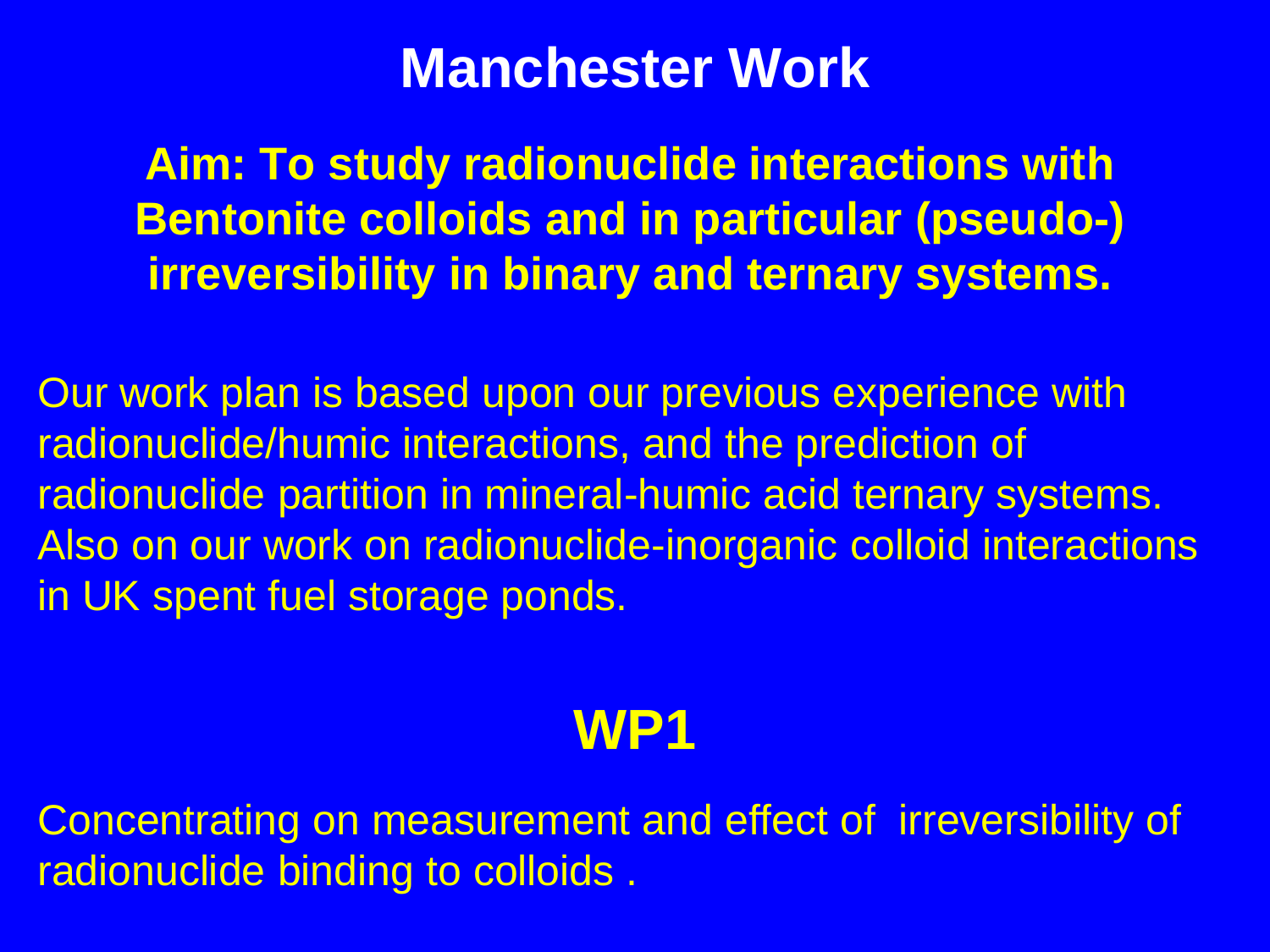# Manchester Work

**Aim: To study radionuclide interactions with Bentonite colloids and in particular (pseudo-) irreversibility in binary and ternary systems.**

Our work plan is based upon our previous experience with radionuclide/humic interactions, and the prediction of radionuclide partition in mineral-humic acid ternary systems. Also on our work on radionuclide-inorganic colloid interactions in UK spent fuel storage ponds.

## WP1

Concentrating on measurement and effect of irreversibility of radionuclide binding to colloids .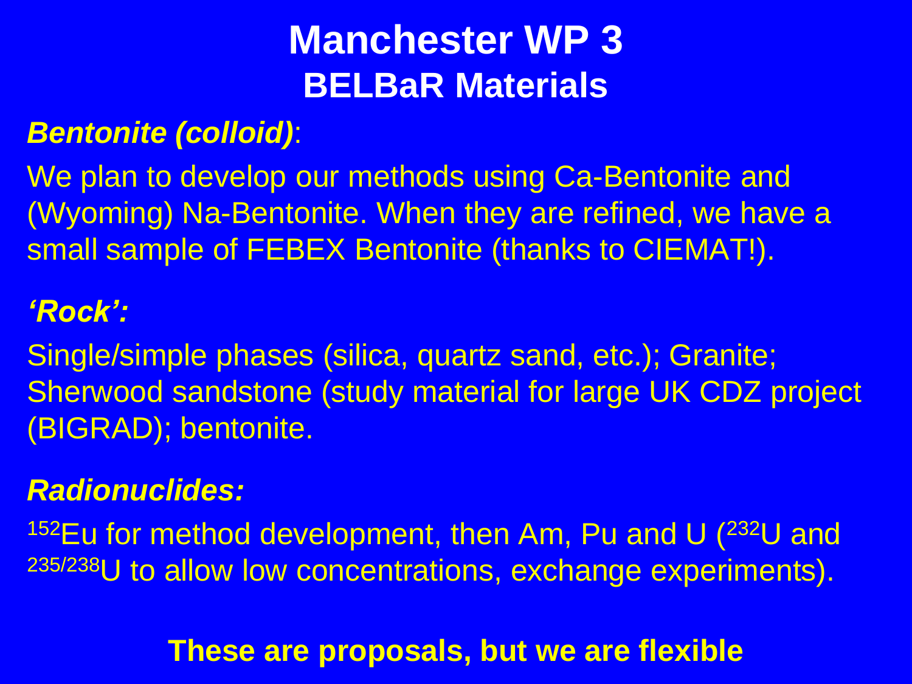# Manchester WP 3

## BELBaR Materials

***Bentonite (colloid)***:

We plan to develop our methods using Ca-Bentonite and (Wyoming) Na-Bentonite. When they are refined, we have a small sample of FEBEX Bentonite (thanks to CIEMAT!).

***'Rock':***

Single/simple phases (silica, quartz sand, etc.); Granite; Sherwood sandstone (study material for large UK CDZ project (BIGRAD); bentonite.

***Radionuclides:***

$^{152}$Eu for method development, then Am, Pu and U ($^{232}$U and $^{235/238}$U to allow low concentrations, exchange experiments).

**These are proposals, but we are flexible**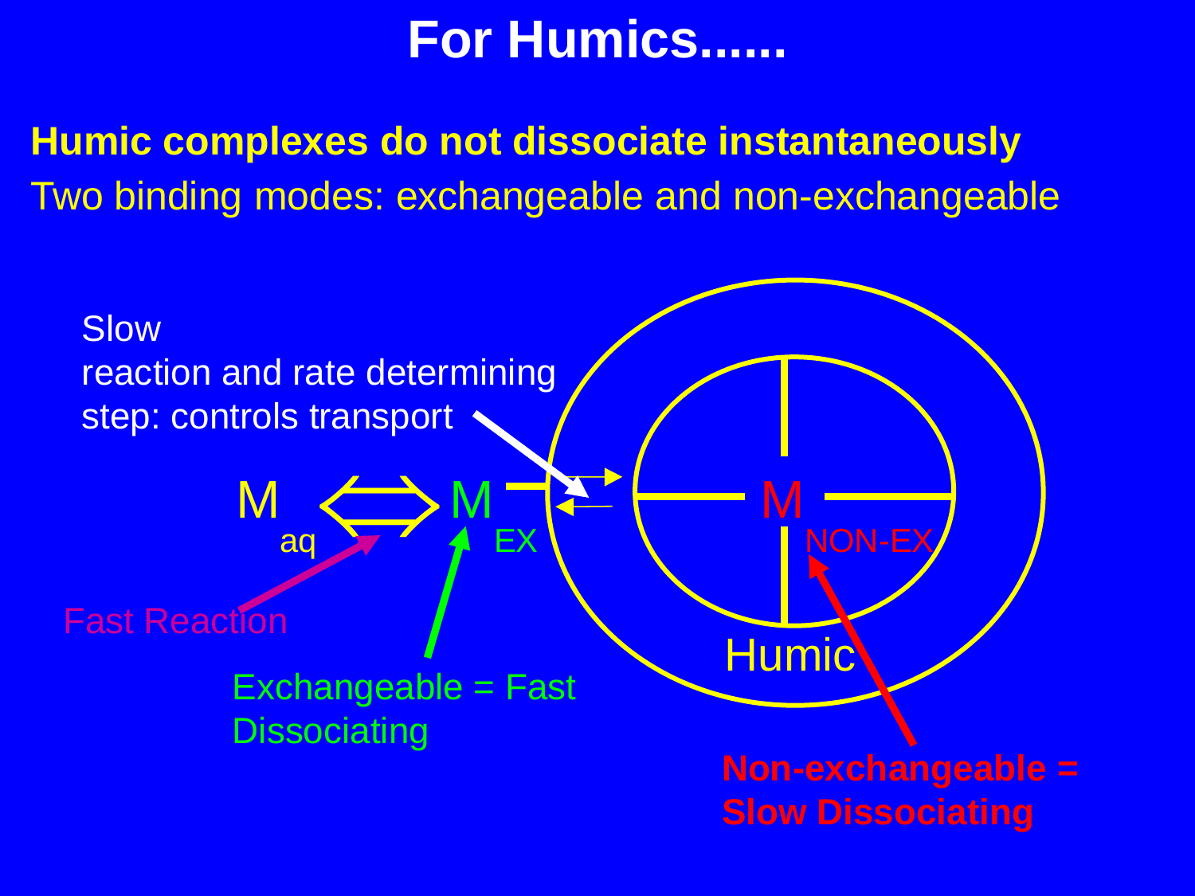# For Humics......

**Humic complexes do not dissociate instantaneously**

Two binding modes: exchangeable and non-exchangeable

Slow reaction and rate determining step: controls transport

$M_{aq} \Leftrightarrow M_{EX}$ — $M_{NON\text{-}EX}$

Humic

Fast Reaction

Exchangeable = Fast Dissociating

**Non-exchangeable = Slow Dissociating**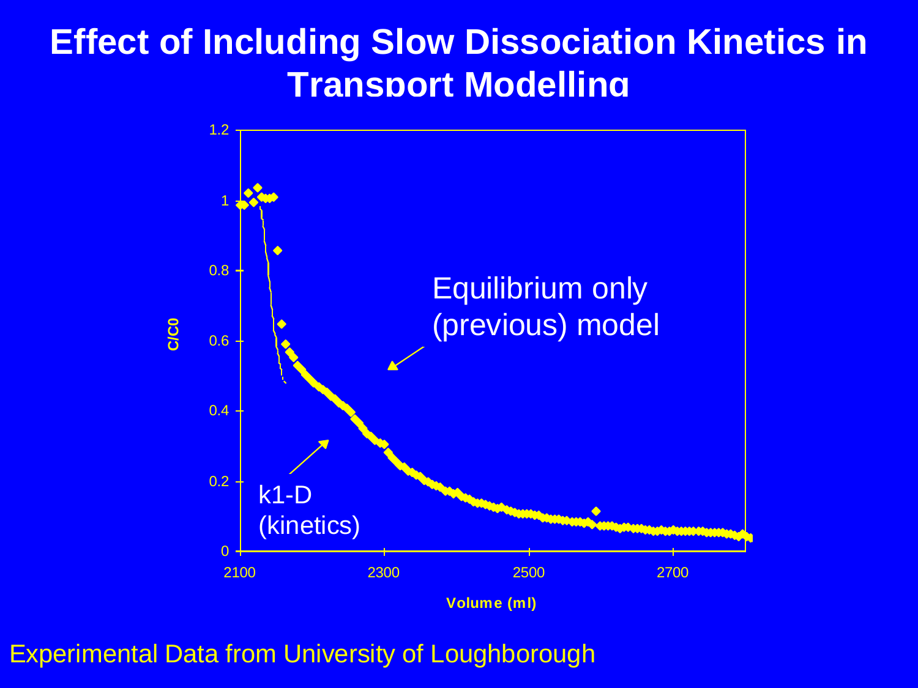# Effect of Including Slow Dissociation Kinetics in Transport Modelling

Equilibrium only (previous) model

k1-D (kinetics)

C/C0

Volume (ml)

Experimental Data from University of Loughborough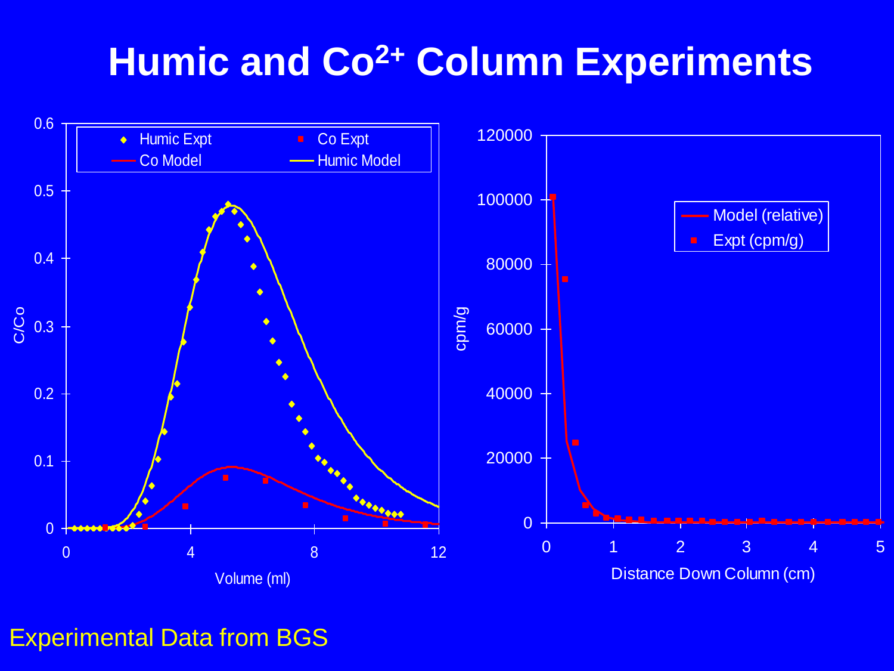# Humic and $Co^{2+}$ Column Experiments

Experimental Data from BGS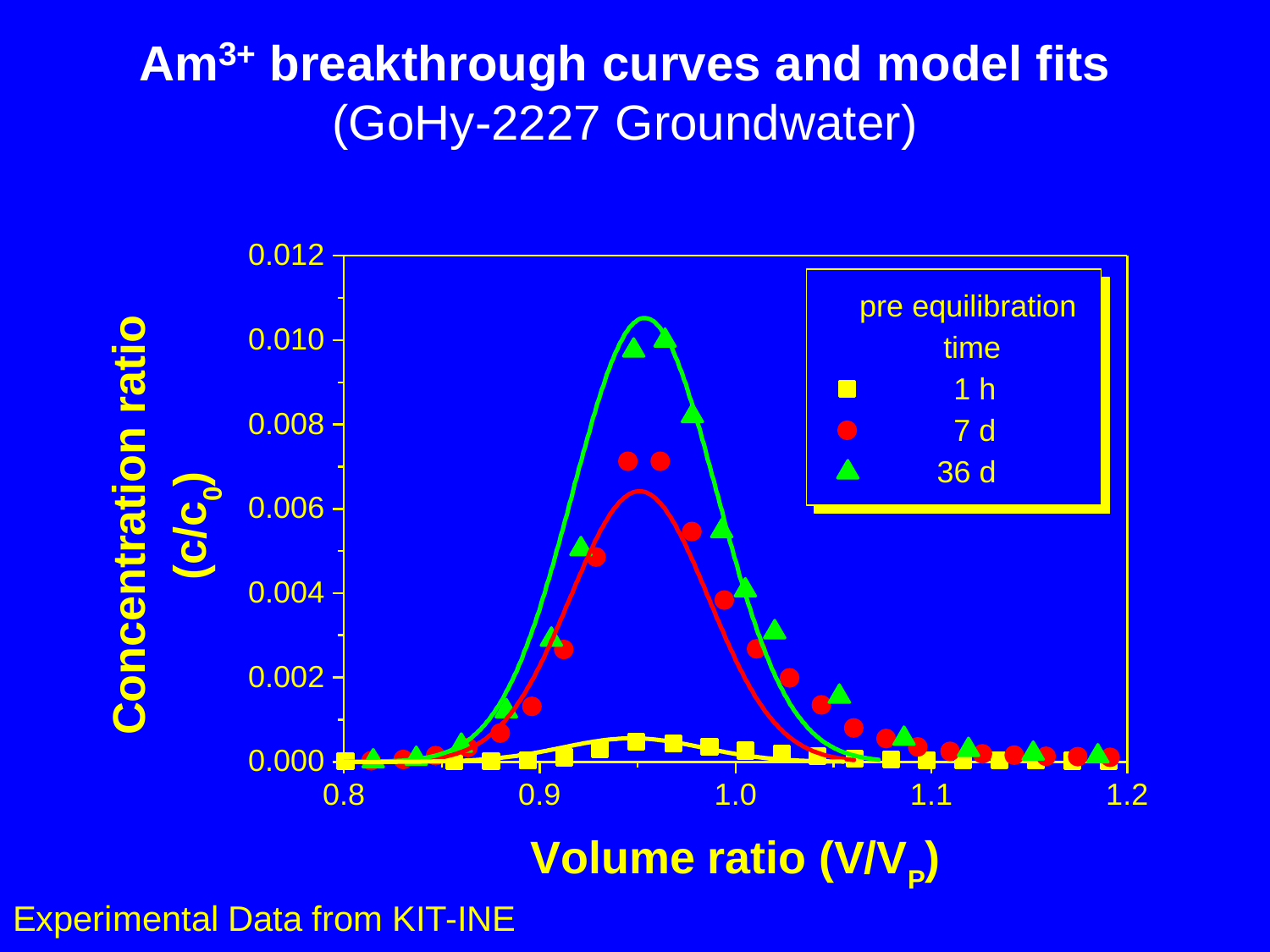# $Am^{3+}$ breakthrough curves and model fits

(GoHy-2227 Groundwater)

Concentration ratio ($c/c_0$)

0.012, 0.010, 0.008, 0.006, 0.004, 0.002, 0.000

Volume ratio ($V/V_P$)

0.8, 0.9, 1.0, 1.1, 1.2

pre equilibration time

- 1 h
- 7 d
- 36 d

Experimental Data from KIT-INE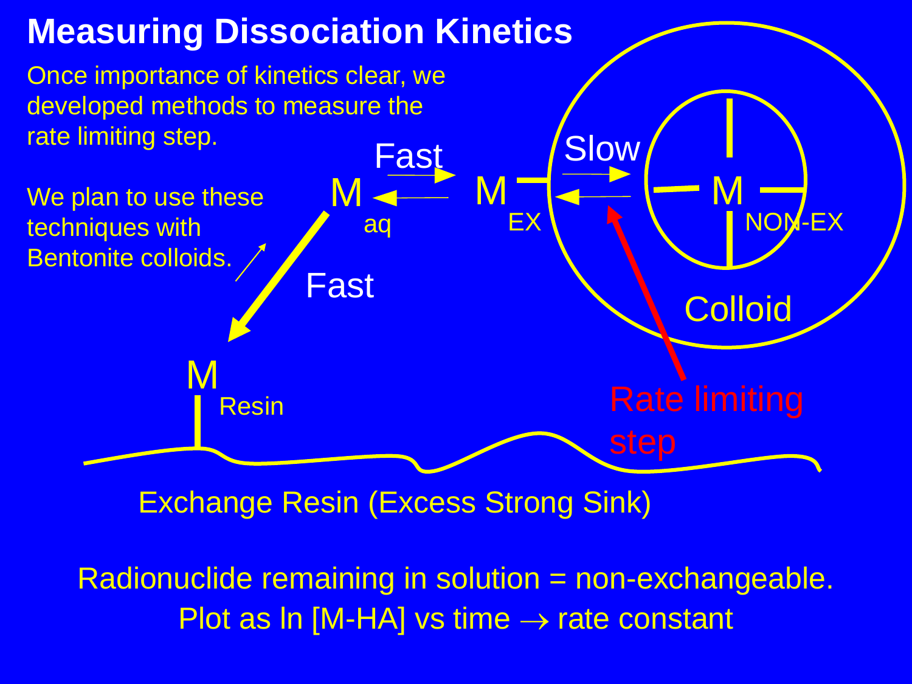# Measuring Dissociation Kinetics

Once importance of kinetics clear, we developed methods to measure the rate limiting step.

We plan to use these techniques with Bentonite colloids.

$M_{aq}$ ⇄ (Fast) $M_{EX}$ ⇄ (Slow) $M_{NON\text{-}EX}$ (Colloid)

$M_{aq}$ → (Fast) $M_{Resin}$

Rate limiting step

Exchange Resin (Excess Strong Sink)

Radionuclide remaining in solution = non-exchangeable.

Plot as ln [M-HA] vs time $\rightarrow$ rate constant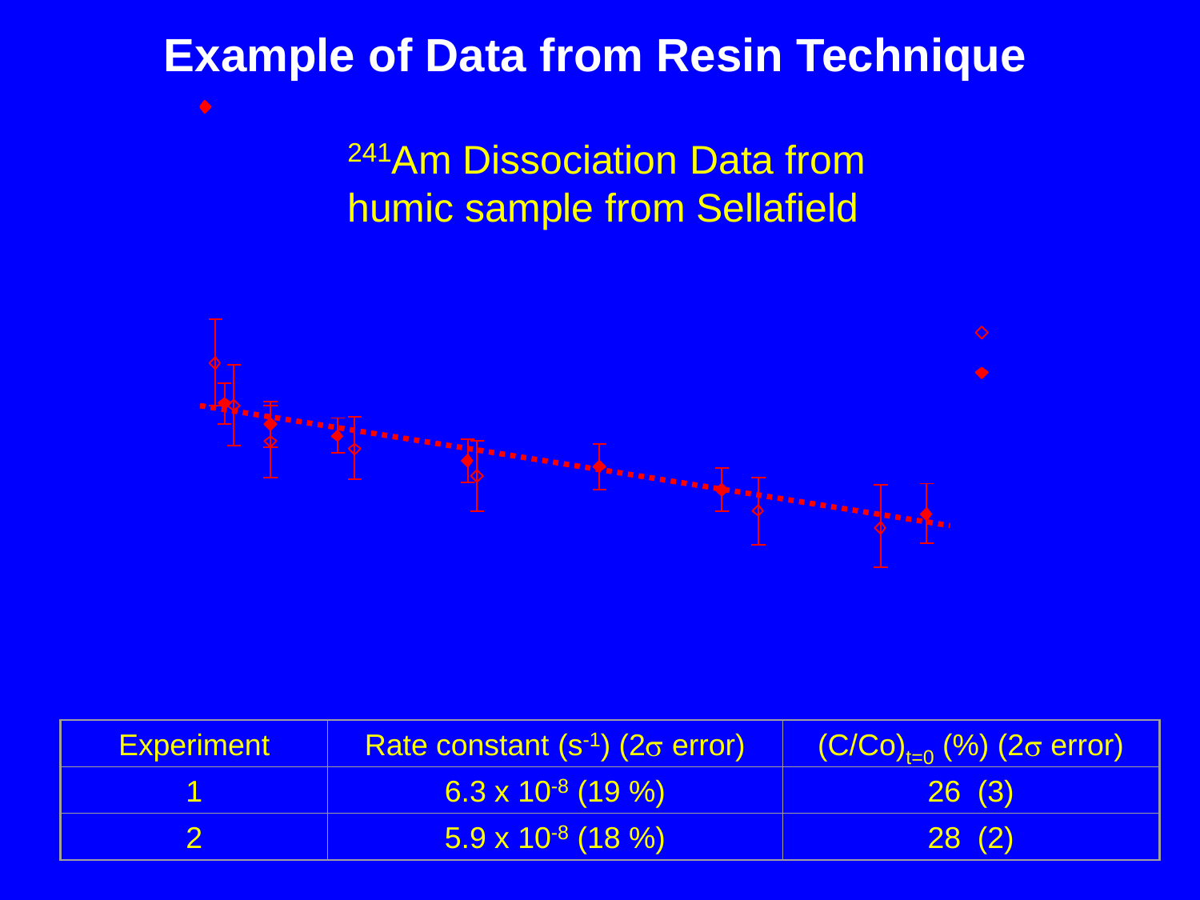# Example of Data from Resin Technique

$^{241}$Am Dissociation Data from humic sample from Sellafield

| Experiment | Rate constant ($s^{-1}$) ($2\sigma$ error) | $(C/Co)_{t=0}$ (%) ($2\sigma$ error) |
|---|---|---|
| 1 | $6.3 \times 10^{-8}$ (19 %) | 26 (3) |
| 2 | $5.9 \times 10^{-8}$ (18 %) | 28 (2) |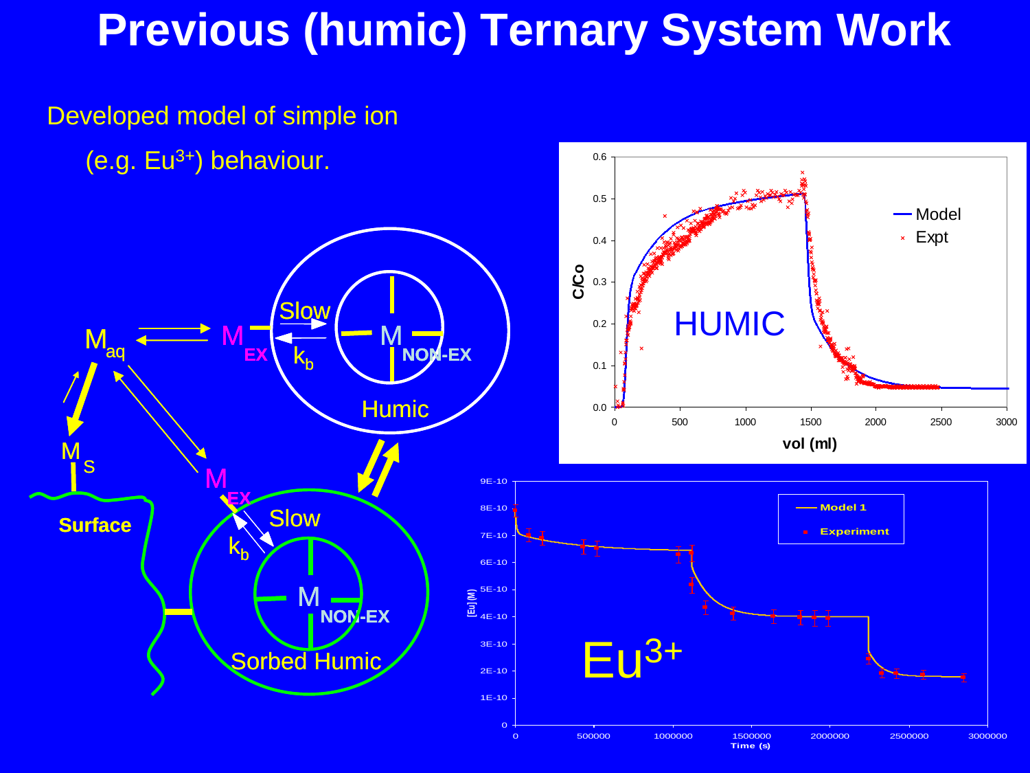# Previous (humic) Ternary System Work

Developed model of simple ion

(e.g. $Eu^{3+}$) behaviour.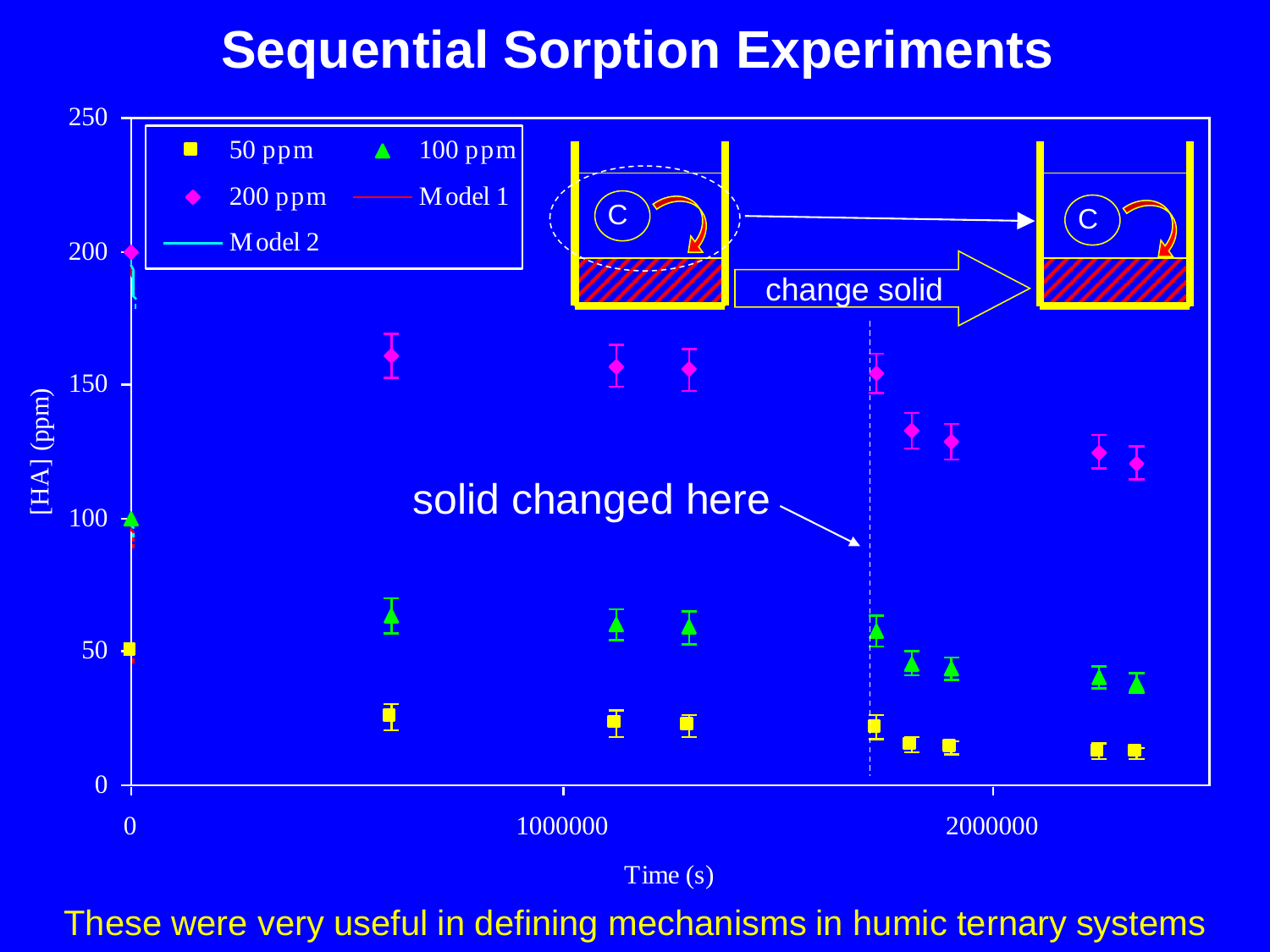# Sequential Sorption Experiments

[HA] (ppm) vs. Time (s)

Legend: 50 ppm, 100 ppm, 200 ppm, Model 1, Model 2

C — change solid — C

solid changed here

These were very useful in defining mechanisms in humic ternary systems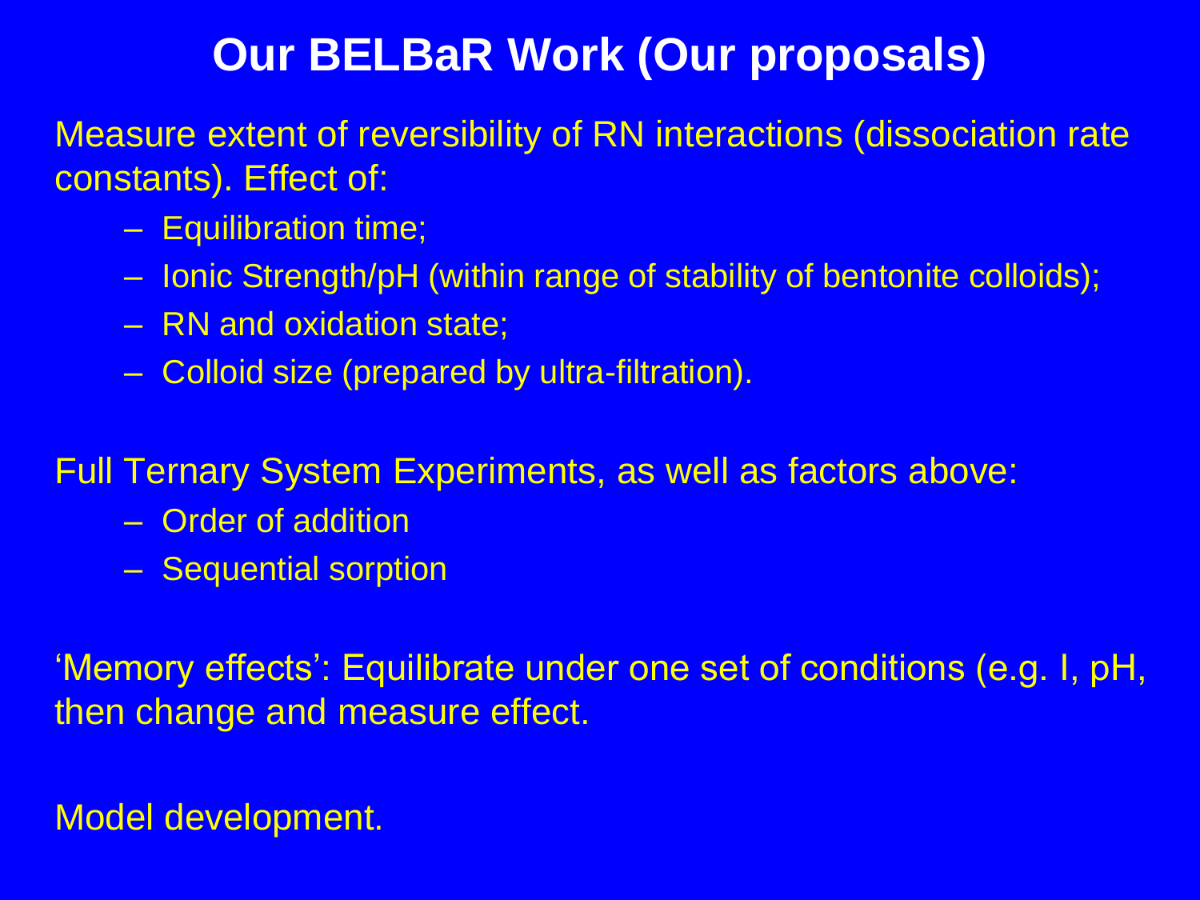# Our BELBaR Work (Our proposals)

Measure extent of reversibility of RN interactions (dissociation rate constants). Effect of:

- Equilibration time;
- Ionic Strength/pH (within range of stability of bentonite colloids);
- RN and oxidation state;
- Colloid size (prepared by ultra-filtration).

Full Ternary System Experiments, as well as factors above:

- Order of addition
- Sequential sorption

'Memory effects': Equilibrate under one set of conditions (e.g. I, pH, then change and measure effect.

Model development.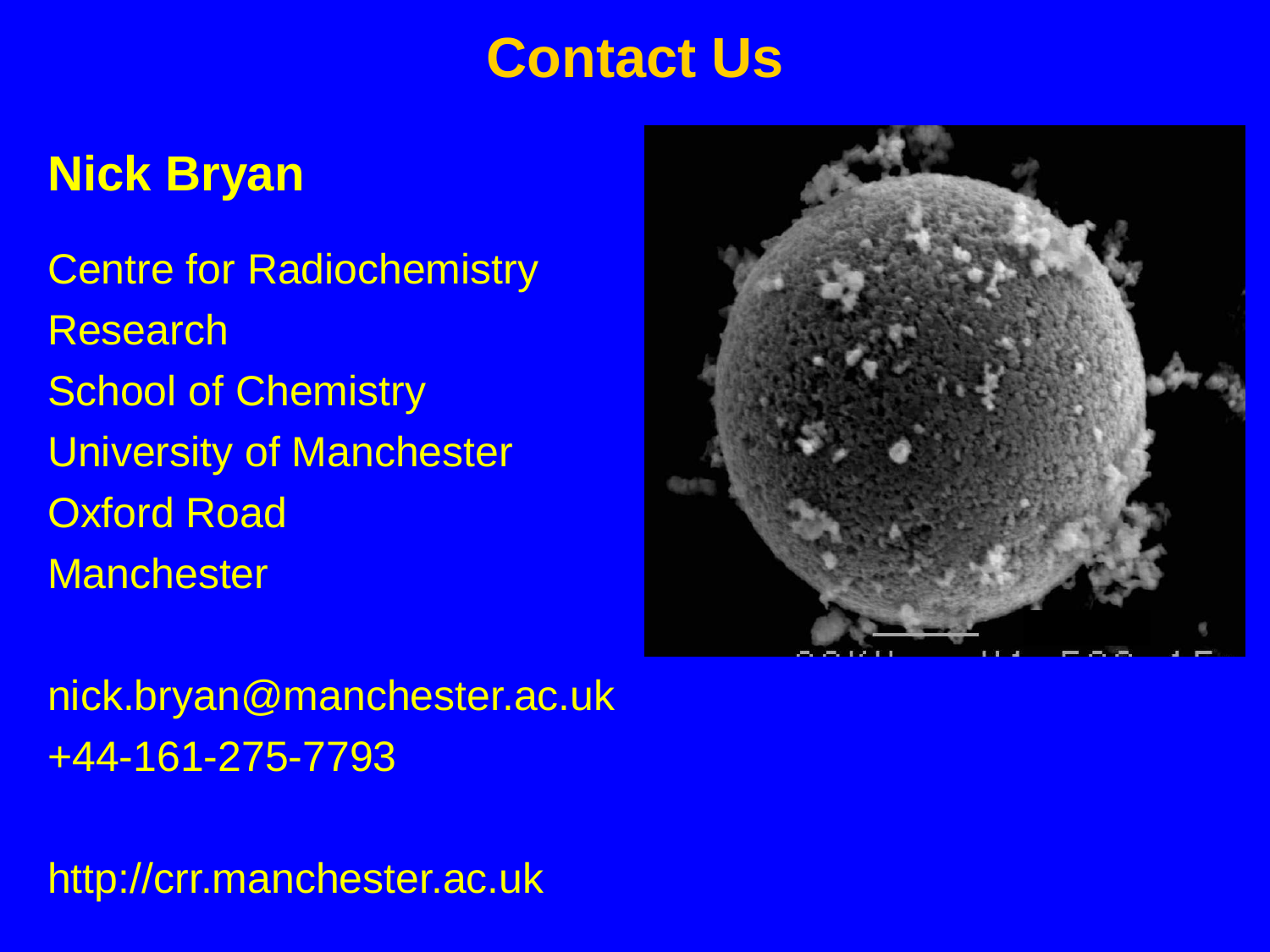# Contact Us

## Nick Bryan

Centre for Radiochemistry Research
School of Chemistry
University of Manchester
Oxford Road
Manchester

nick.bryan@manchester.ac.uk
+44-161-275-7793

http://crr.manchester.ac.uk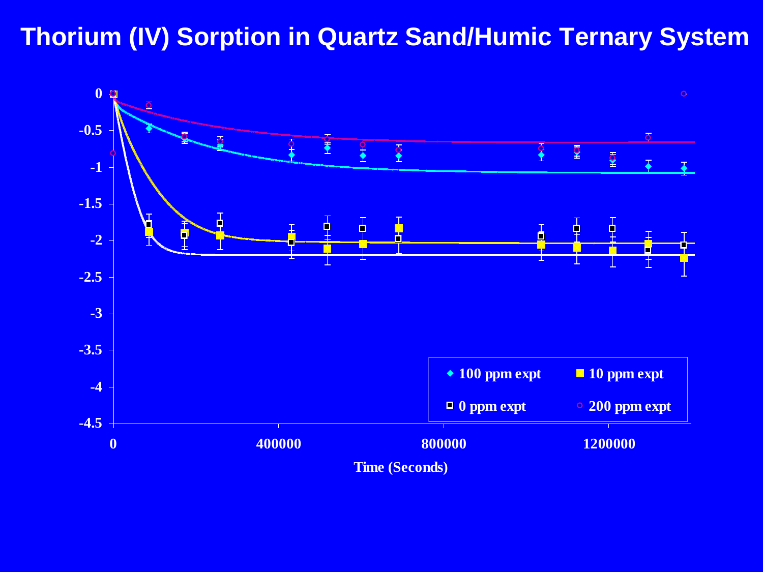# Thorium (IV) Sorption in Quartz Sand/Humic Ternary System

0
-0.5
-1
-1.5
-2
-2.5
-3
-3.5
-4
-4.5

0
400000
800000
1200000

Time (Seconds)

100 ppm expt
10 ppm expt
0 ppm expt
200 ppm expt